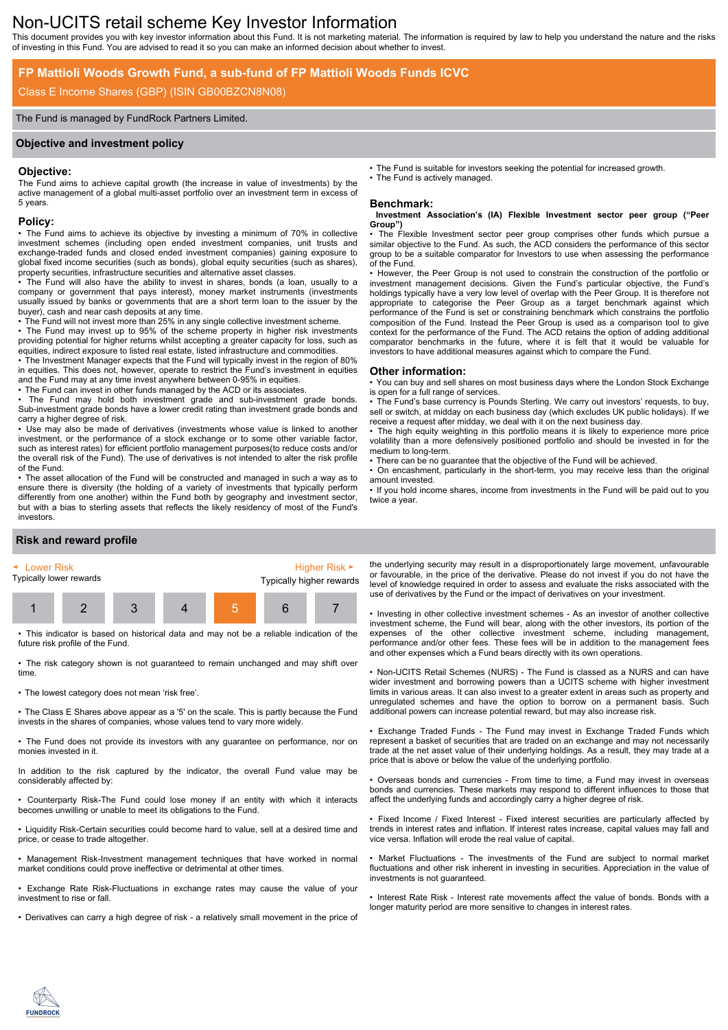# Non-UCITS retail scheme Key Investor Information

This document provides you with key investor information about this Fund. It is not marketing material. The information is required by law to help you understand the nature and the risks of investing in this Fund. You are advised to read it so you can make an informed decision about whether to invest.

## FP Mattioli Woods Growth Fund, a sub-fund of FP Mattioli Woods Funds ICVC

Class E Income Shares (GBP) (ISIN GB00BZCN8N08)

The Fund is managed by FundRock Partners Limited.

## Objective and investment policy

### Objective:

The Fund aims to achieve capital growth (the increase in value of investments) by the active management of a global multi-asset portfolio over an investment term in excess of 5 years.

### Policy:

- The Fund aims to achieve its objective by investing a minimum of 70% in collective investment schemes (including open ended investment companies, unit trusts and exchange-traded funds and closed ended investment companies) gaining exposure to global fixed income securities (such as bonds), global equity securities (such as shares), property securities, infrastructure securities and alternative asset classes.
- The Fund will also have the ability to invest in shares, bonds (a loan, usually to a company or government that pays interest), money market instruments (investments usually issued by banks or governments that are a short term loan to the issuer by the buyer), cash and near cash deposits at any time.
- The Fund will not invest more than 25% in any single collective investment scheme.
- The Fund may invest up to 95% of the scheme property in higher risk investments providing potential for higher returns whilst accepting a greater capacity for loss, such as equities, indirect exposure to listed real estate, listed infrastructure and commodities.
- The Investment Manager expects that the Fund will typically invest in the region of 80% in equities. This does not, however, operate to restrict the Fund's investment in equities and the Fund may at any time invest anywhere between 0-95% in equities.
- The Fund can invest in other funds managed by the ACD or its associates.
- The Fund may hold both investment grade and sub-investment grade bonds. Sub-investment grade bonds have a lower credit rating than investment grade bonds and carry a higher degree of risk.
- Use may also be made of derivatives (investments whose value is linked to another investment, or the performance of a stock exchange or to some other variable factor, such as interest rates) for efficient portfolio management purposes(to reduce costs and/or the overall risk of the Fund). The use of derivatives is not intended to alter the risk profile of the Fund.
- The asset allocation of the Fund will be constructed and managed in such a way as to ensure there is diversity (the holding of a variety of investments that typically perform differently from one another) within the Fund both by geography and investment sector, but with a bias to sterling assets that reflects the likely residency of most of the Fund's investors.
- The Fund is suitable for investors seeking the potential for increased growth.
- The Fund is actively managed.

### Benchmark:

**Investment Association's (IA) Flexible Investment sector peer group ("Peer Group")**

- The Flexible Investment sector peer group comprises other funds which pursue a similar objective to the Fund. As such, the ACD considers the performance of this sector group to be a suitable comparator for Investors to use when assessing the performance of the Fund.
- However, the Peer Group is not used to constrain the construction of the portfolio or investment management decisions. Given the Fund's particular objective, the Fund's holdings typically have a very low level of overlap with the Peer Group. It is therefore not appropriate to categorise the Peer Group as a target benchmark against which performance of the Fund is set or constraining benchmark which constrains the portfolio composition of the Fund. Instead the Peer Group is used as a comparison tool to give context for the performance of the Fund. The ACD retains the option of adding additional comparator benchmarks in the future, where it is felt that it would be valuable for investors to have additional measures against which to compare the Fund.

### Other information:

- You can buy and sell shares on most business days where the London Stock Exchange is open for a full range of services.
- The Fund's base currency is Pounds Sterling. We carry out investors' requests, to buy, sell or switch, at midday on each business day (which excludes UK public holidays). If we receive a request after midday, we deal with it on the next business day.
- The high equity weighting in this portfolio means it is likely to experience more price volatility than a more defensively positioned portfolio and should be invested in for the medium to long-term.
- There can be no guarantee that the objective of the Fund will be achieved.
- On encashment, particularly in the short-term, you may receive less than the original amount invested.
- If you hold income shares, income from investments in the Fund will be paid out to you twice a year.

## Risk and reward profile

| ◄ Lower Risk | | | | | | Higher Risk ► |
|---|---|---|---|---|---|---|
| Typically lower rewards | | | | | | Typically higher rewards |
| 1 | 2 | 3 | 4 | **5** | 6 | 7 |

- This indicator is based on historical data and may not be a reliable indication of the future risk profile of the Fund.
- The risk category shown is not guaranteed to remain unchanged and may shift over time.
- The lowest category does not mean 'risk free'.
- The Class E Shares above appear as a '5' on the scale. This is partly because the Fund invests in the shares of companies, whose values tend to vary more widely.
- The Fund does not provide its investors with any guarantee on performance, nor on monies invested in it.

In addition to the risk captured by the indicator, the overall Fund value may be considerably affected by:

- Counterparty Risk-The Fund could lose money if an entity with which it interacts becomes unwilling or unable to meet its obligations to the Fund.
- Liquidity Risk-Certain securities could become hard to value, sell at a desired time and price, or cease to trade altogether.
- Management Risk-Investment management techniques that have worked in normal market conditions could prove ineffective or detrimental at other times.
- Exchange Rate Risk-Fluctuations in exchange rates may cause the value of your investment to rise or fall.
- Derivatives can carry a high degree of risk - a relatively small movement in the price of the underlying security may result in a disproportionately large movement, unfavourable or favourable, in the price of the derivative. Please do not invest if you do not have the level of knowledge required in order to assess and evaluate the risks associated with the use of derivatives by the Fund or the impact of derivatives on your investment.
- Investing in other collective investment schemes - As an investor of another collective investment scheme, the Fund will bear, along with the other investors, its portion of the expenses of the other collective investment scheme, including management, performance and/or other fees. These fees will be in addition to the management fees and other expenses which a Fund bears directly with its own operations.
- Non-UCITS Retail Schemes (NURS) - The Fund is classed as a NURS and can have wider investment and borrowing powers than a UCITS scheme with higher investment limits in various areas. It can also invest to a greater extent in areas such as property and unregulated schemes and have the option to borrow on a permanent basis. Such additional powers can increase potential reward, but may also increase risk.
- Exchange Traded Funds - The Fund may invest in Exchange Traded Funds which represent a basket of securities that are traded on an exchange and may not necessarily trade at the net asset value of their underlying holdings. As a result, they may trade at a price that is above or below the value of the underlying portfolio.
- Overseas bonds and currencies - From time to time, a Fund may invest in overseas bonds and currencies. These markets may respond to different influences to those that affect the underlying funds and accordingly carry a higher degree of risk.
- Fixed Income / Fixed Interest - Fixed interest securities are particularly affected by trends in interest rates and inflation. If interest rates increase, capital values may fall and vice versa. Inflation will erode the real value of capital.
- Market Fluctuations - The investments of the Fund are subject to normal market fluctuations and other risk inherent in investing in securities. Appreciation in the value of investments is not guaranteed.
- Interest Rate Risk - Interest rate movements affect the value of bonds. Bonds with a longer maturity period are more sensitive to changes in interest rates.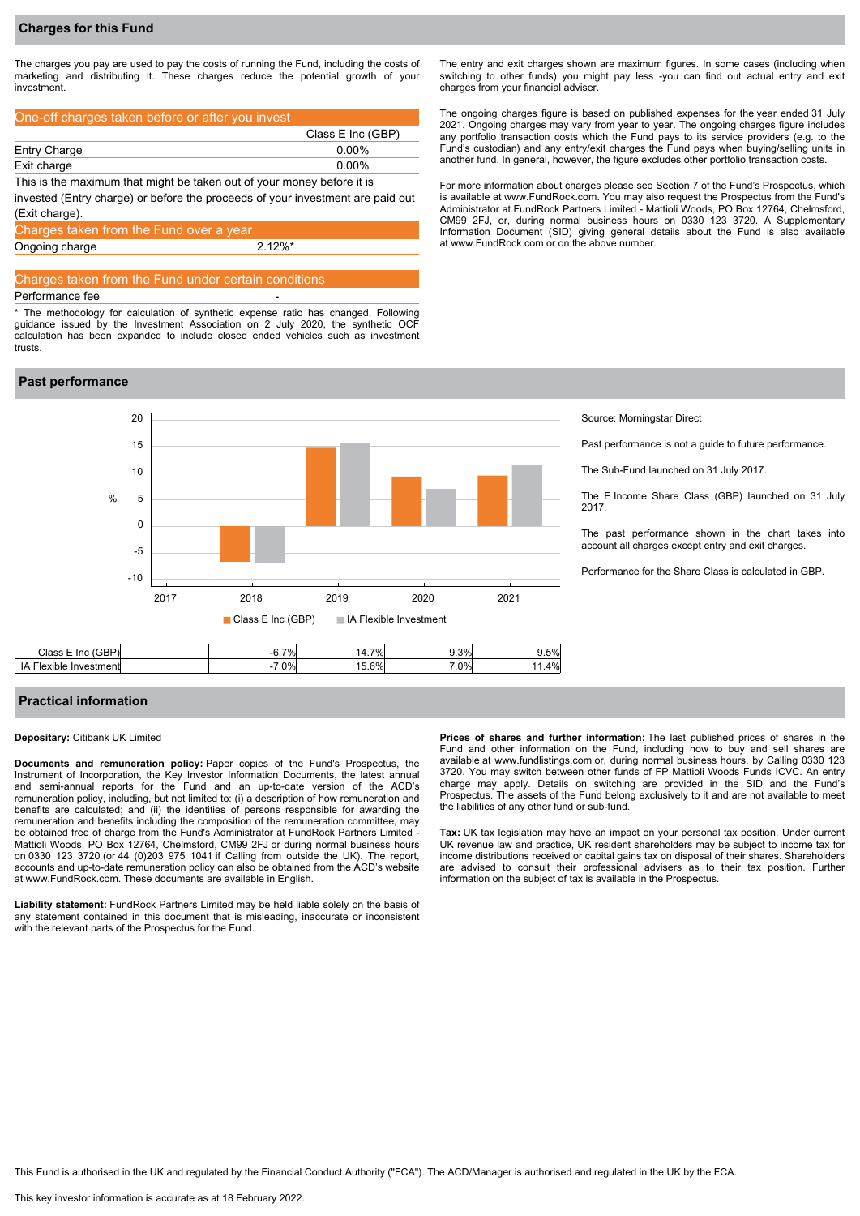## Charges for this Fund

The charges you pay are used to pay the costs of running the Fund, including the costs of marketing and distributing it. These charges reduce the potential growth of your investment.

| One-off charges taken before or after you invest | |
|---|---|
| | Class E Inc (GBP) |
| Entry Charge | 0.00% |
| Exit charge | 0.00% |

This is the maximum that might be taken out of your money before it is invested (Entry charge) or before the proceeds of your investment are paid out (Exit charge).

| Charges taken from the Fund over a year | |
|---|---|
| Ongoing charge | 2.12%* |

| Charges taken from the Fund under certain conditions | |
|---|---|
| Performance fee | - |

* The methodology for calculation of synthetic expense ratio has changed. Following guidance issued by the Investment Association on 2 July 2020, the synthetic OCF calculation has been expanded to include closed ended vehicles such as investment trusts.

The entry and exit charges shown are maximum figures. In some cases (including when switching to other funds) you might pay less -you can find out actual entry and exit charges from your financial adviser.

The ongoing charges figure is based on published expenses for the year ended 31 July 2021. Ongoing charges may vary from year to year. The ongoing charges figure includes any portfolio transaction costs which the Fund pays to its service providers (e.g. to the Fund's custodian) and any entry/exit charges the Fund pays when buying/selling units in another fund. In general, however, the figure excludes other portfolio transaction costs.

For more information about charges please see Section 7 of the Fund's Prospectus, which is available at www.FundRock.com. You may also request the Prospectus from the Fund's Administrator at FundRock Partners Limited - Mattioli Woods, PO Box 12764, Chelmsford, CM99 2FJ, or, during normal business hours on 0330 123 3720. A Supplementary Information Document (SID) giving general details about the Fund is also available at www.FundRock.com or on the above number.

## Past performance

%
20
15
10
5
0
-5
-10
2017 2018 2019 2020 2021
Class E Inc (GBP) IA Flexible Investment

| | 2017 | 2018 | 2019 | 2020 | 2021 |
|---|---|---|---|---|---|
| Class E Inc (GBP) | | -6.7% | 14.7% | 9.3% | 9.5% |
| IA Flexible Investment | | -7.0% | 15.6% | 7.0% | 11.4% |

Source: Morningstar Direct

Past performance is not a guide to future performance.

The Sub-Fund launched on 31 July 2017.

The E Income Share Class (GBP) launched on 31 July 2017.

The past performance shown in the chart takes into account all charges except entry and exit charges.

Performance for the Share Class is calculated in GBP.

## Practical information

**Depositary:** Citibank UK Limited

**Documents and remuneration policy:** Paper copies of the Fund's Prospectus, the Instrument of Incorporation, the Key Investor Information Documents, the latest annual and semi-annual reports for the Fund and an up-to-date version of the ACD's remuneration policy, including, but not limited to: (i) a description of how remuneration and benefits are calculated; and (ii) the identities of persons responsible for awarding the remuneration and benefits including the composition of the remuneration committee, may be obtained free of charge from the Fund's Administrator at FundRock Partners Limited - Mattioli Woods, PO Box 12764, Chelmsford, CM99 2FJ or during normal business hours on 0330 123 3720 (or 44 (0)203 975 1041 if Calling from outside the UK). The report, accounts and up-to-date remuneration policy can also be obtained from the ACD's website at www.FundRock.com. These documents are available in English.

**Liability statement:** FundRock Partners Limited may be held liable solely on the basis of any statement contained in this document that is misleading, inaccurate or inconsistent with the relevant parts of the Prospectus for the Fund.

**Prices of shares and further information:** The last published prices of shares in the Fund and other information on the Fund, including how to buy and sell shares are available at www.fundlistings.com or, during normal business hours, by Calling 0330 123 3720. You may switch between other funds of FP Mattioli Woods Funds ICVC. An entry charge may apply. Details on switching are provided in the SID and the Fund's Prospectus. The assets of the Fund belong exclusively to it and are not available to meet the liabilities of any other fund or sub-fund.

**Tax:** UK tax legislation may have an impact on your personal tax position. Under current UK revenue law and practice, UK resident shareholders may be subject to income tax for income distributions received or capital gains tax on disposal of their shares. Shareholders are advised to consult their professional advisers as to their tax position. Further information on the subject of tax is available in the Prospectus.

This Fund is authorised in the UK and regulated by the Financial Conduct Authority ("FCA"). The ACD/Manager is authorised and regulated in the UK by the FCA.

This key investor information is accurate as at 18 February 2022.